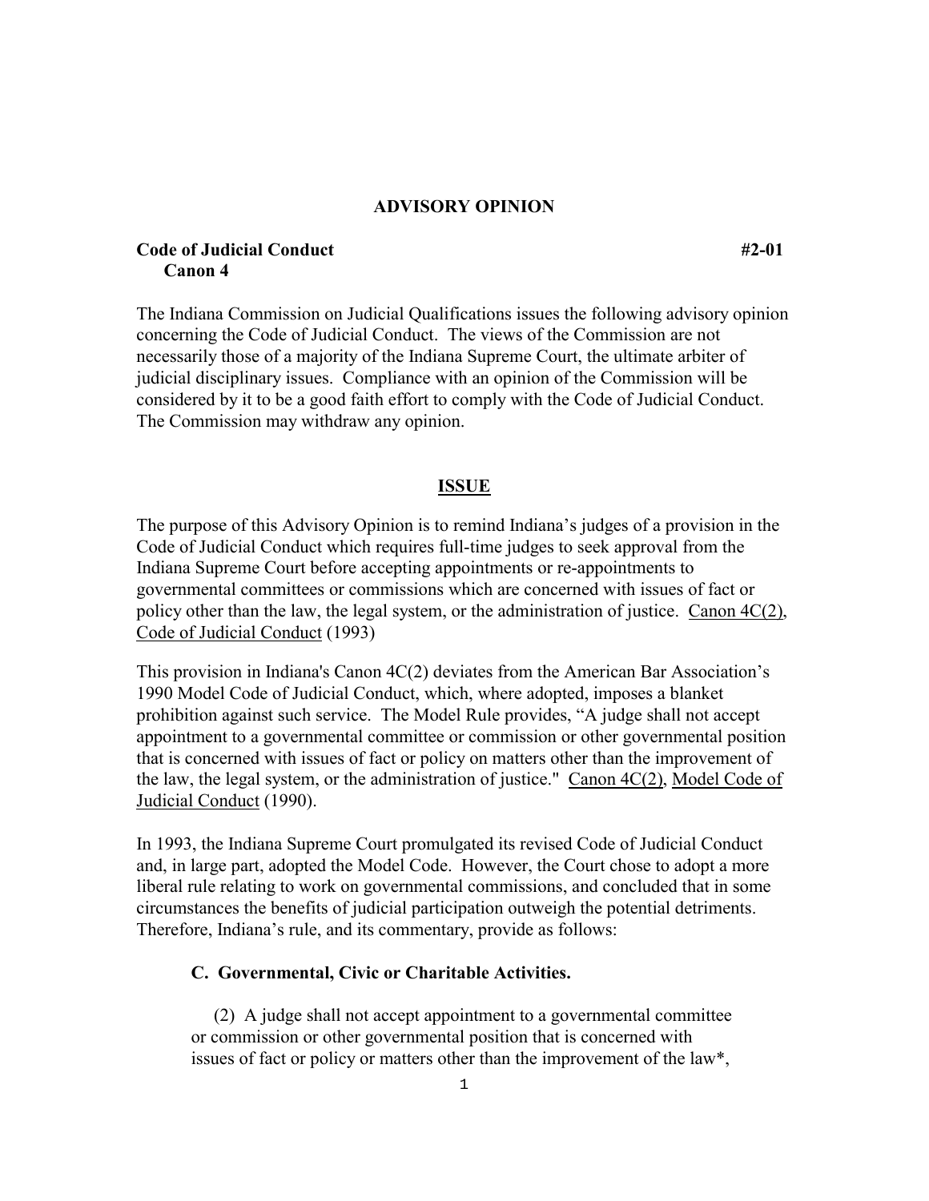# ADVISORY OPINION

**Code of Judicial Conduct** **#2-01**
**Canon 4**

The Indiana Commission on Judicial Qualifications issues the following advisory opinion concerning the Code of Judicial Conduct. The views of the Commission are not necessarily those of a majority of the Indiana Supreme Court, the ultimate arbiter of judicial disciplinary issues. Compliance with an opinion of the Commission will be considered by it to be a good faith effort to comply with the Code of Judicial Conduct. The Commission may withdraw any opinion.

## ISSUE

The purpose of this Advisory Opinion is to remind Indiana's judges of a provision in the Code of Judicial Conduct which requires full-time judges to seek approval from the Indiana Supreme Court before accepting appointments or re-appointments to governmental committees or commissions which are concerned with issues of fact or policy other than the law, the legal system, or the administration of justice. Canon 4C(2), Code of Judicial Conduct (1993)

This provision in Indiana's Canon 4C(2) deviates from the American Bar Association's 1990 Model Code of Judicial Conduct, which, where adopted, imposes a blanket prohibition against such service. The Model Rule provides, "A judge shall not accept appointment to a governmental committee or commission or other governmental position that is concerned with issues of fact or policy on matters other than the improvement of the law, the legal system, or the administration of justice." Canon 4C(2), Model Code of Judicial Conduct (1990).

In 1993, the Indiana Supreme Court promulgated its revised Code of Judicial Conduct and, in large part, adopted the Model Code. However, the Court chose to adopt a more liberal rule relating to work on governmental commissions, and concluded that in some circumstances the benefits of judicial participation outweigh the potential detriments. Therefore, Indiana's rule, and its commentary, provide as follows:

> **C. Governmental, Civic or Charitable Activities.**
>
> (2) A judge shall not accept appointment to a governmental committee or commission or other governmental position that is concerned with issues of fact or policy or matters other than the improvement of the law*,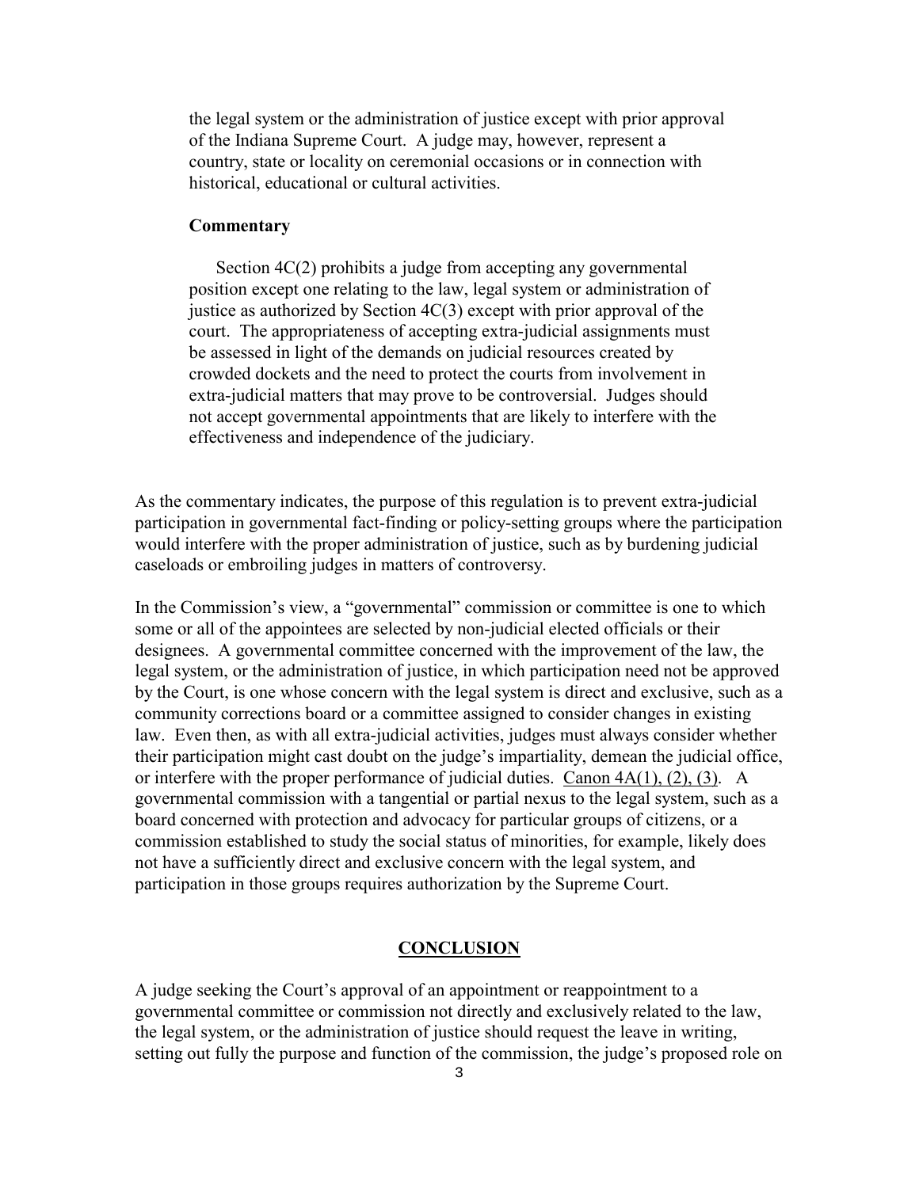> the legal system or the administration of justice except with prior approval of the Indiana Supreme Court. A judge may, however, represent a country, state or locality on ceremonial occasions or in connection with historical, educational or cultural activities.
>
> **Commentary**
>
> Section 4C(2) prohibits a judge from accepting any governmental position except one relating to the law, legal system or administration of justice as authorized by Section 4C(3) except with prior approval of the court. The appropriateness of accepting extra-judicial assignments must be assessed in light of the demands on judicial resources created by crowded dockets and the need to protect the courts from involvement in extra-judicial matters that may prove to be controversial. Judges should not accept governmental appointments that are likely to interfere with the effectiveness and independence of the judiciary.

As the commentary indicates, the purpose of this regulation is to prevent extra-judicial participation in governmental fact-finding or policy-setting groups where the participation would interfere with the proper administration of justice, such as by burdening judicial caseloads or embroiling judges in matters of controversy.

In the Commission's view, a "governmental" commission or committee is one to which some or all of the appointees are selected by non-judicial elected officials or their designees. A governmental committee concerned with the improvement of the law, the legal system, or the administration of justice, in which participation need not be approved by the Court, is one whose concern with the legal system is direct and exclusive, such as a community corrections board or a committee assigned to consider changes in existing law. Even then, as with all extra-judicial activities, judges must always consider whether their participation might cast doubt on the judge's impartiality, demean the judicial office, or interfere with the proper performance of judicial duties. Canon 4A(1), (2), (3). A governmental commission with a tangential or partial nexus to the legal system, such as a board concerned with protection and advocacy for particular groups of citizens, or a commission established to study the social status of minorities, for example, likely does not have a sufficiently direct and exclusive concern with the legal system, and participation in those groups requires authorization by the Supreme Court.

## CONCLUSION

A judge seeking the Court's approval of an appointment or reappointment to a governmental committee or commission not directly and exclusively related to the law, the legal system, or the administration of justice should request the leave in writing, setting out fully the purpose and function of the commission, the judge's proposed role on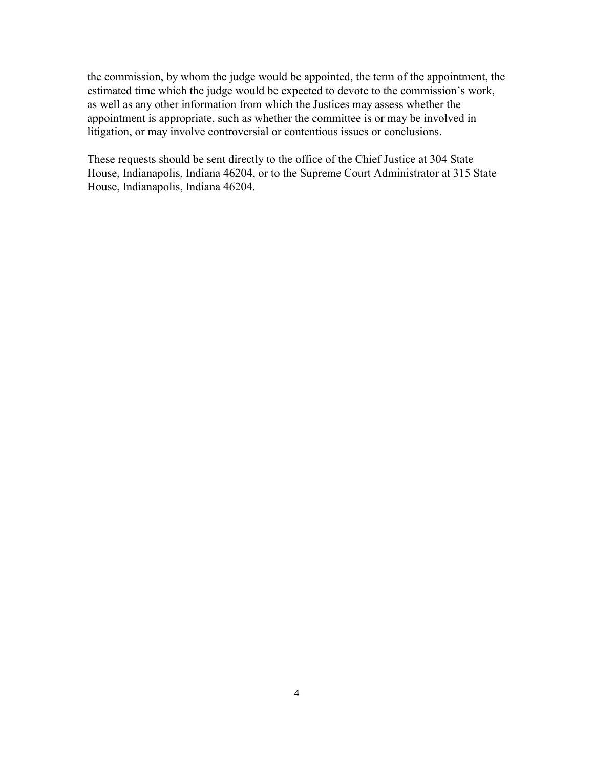the commission, by whom the judge would be appointed, the term of the appointment, the estimated time which the judge would be expected to devote to the commission's work, as well as any other information from which the Justices may assess whether the appointment is appropriate, such as whether the committee is or may be involved in litigation, or may involve controversial or contentious issues or conclusions.

These requests should be sent directly to the office of the Chief Justice at 304 State House, Indianapolis, Indiana 46204, or to the Supreme Court Administrator at 315 State House, Indianapolis, Indiana 46204.